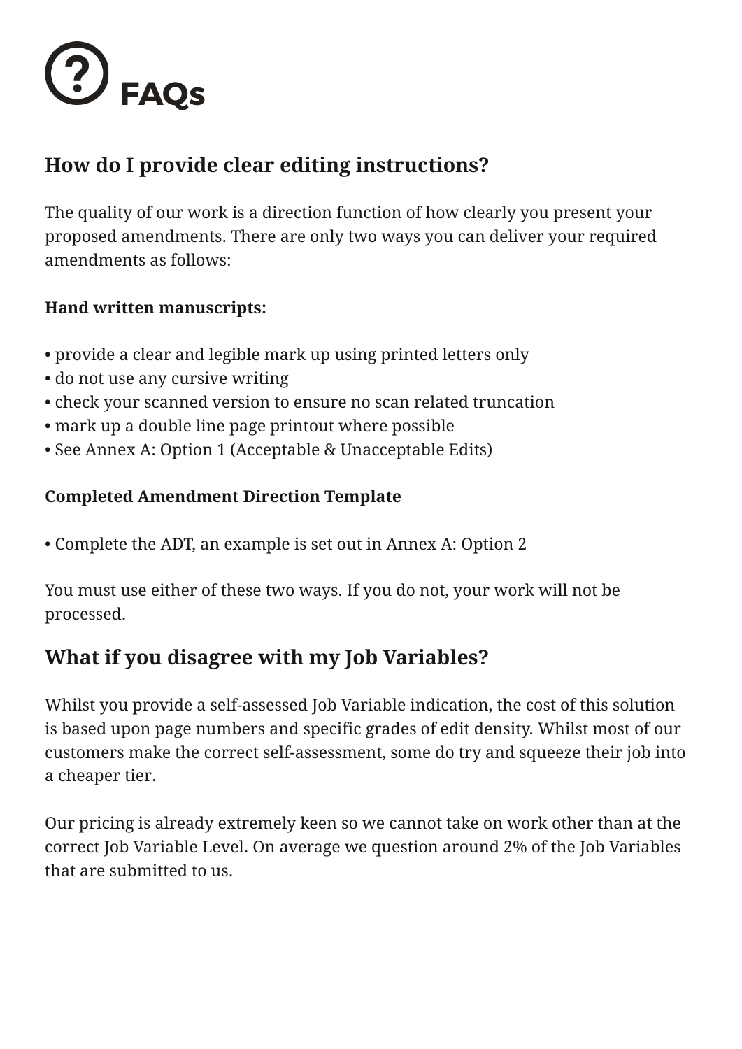# FAQs

## How do I provide clear editing instructions?

The quality of our work is a direction function of how clearly you present your proposed amendments. There are only two ways you can deliver your required amendments as follows:

**Hand written manuscripts:**

- provide a clear and legible mark up using printed letters only
- do not use any cursive writing
- check your scanned version to ensure no scan related truncation
- mark up a double line page printout where possible
- See Annex A: Option 1 (Acceptable & Unacceptable Edits)

**Completed Amendment Direction Template**

- Complete the ADT, an example is set out in Annex A: Option 2

You must use either of these two ways. If you do not, your work will not be processed.

## What if you disagree with my Job Variables?

Whilst you provide a self-assessed Job Variable indication, the cost of this solution is based upon page numbers and specific grades of edit density. Whilst most of our customers make the correct self-assessment, some do try and squeeze their job into a cheaper tier.

Our pricing is already extremely keen so we cannot take on work other than at the correct Job Variable Level. On average we question around 2% of the Job Variables that are submitted to us.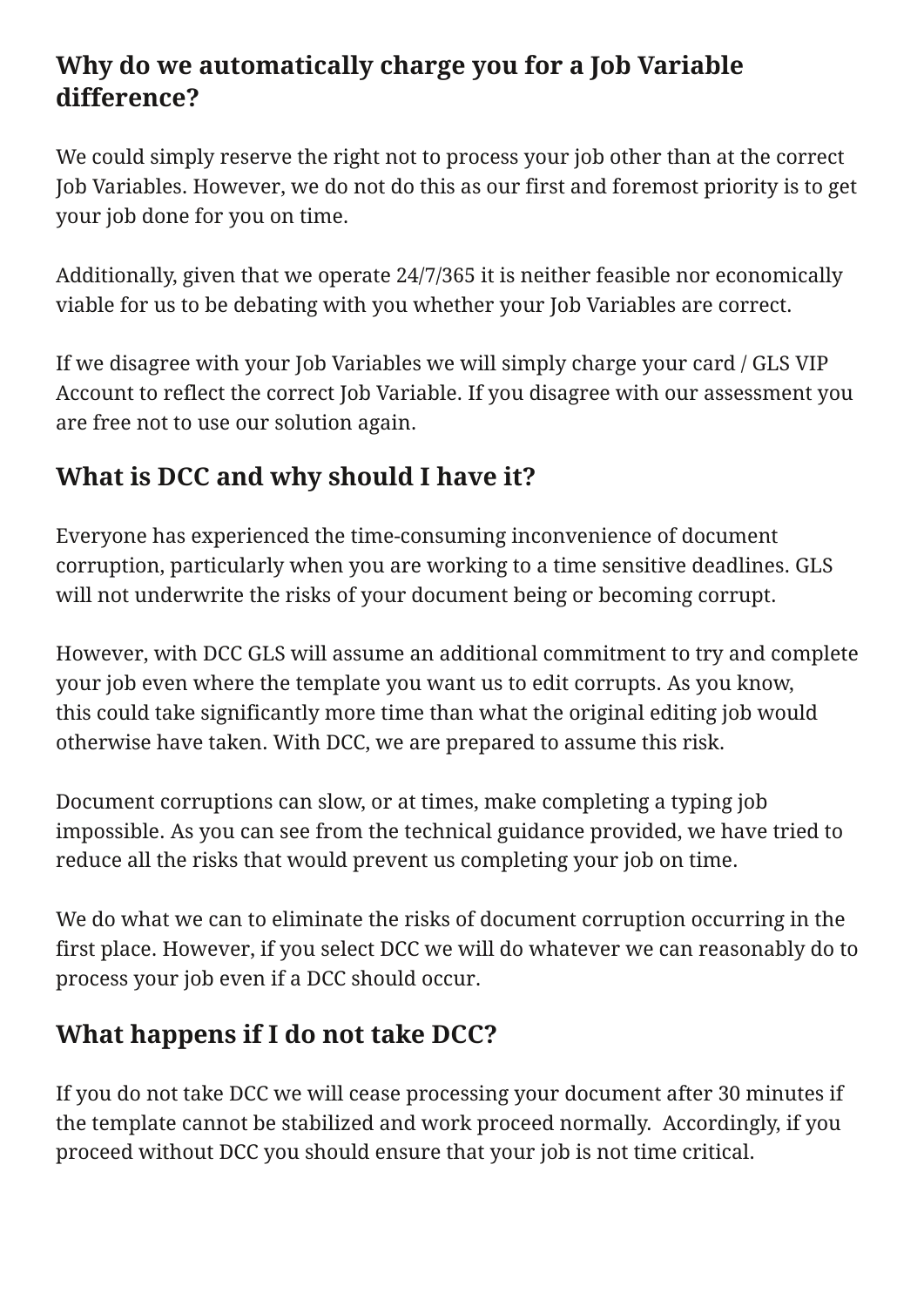## Why do we automatically charge you for a Job Variable difference?

We could simply reserve the right not to process your job other than at the correct Job Variables. However, we do not do this as our first and foremost priority is to get your job done for you on time.

Additionally, given that we operate 24/7/365 it is neither feasible nor economically viable for us to be debating with you whether your Job Variables are correct.

If we disagree with your Job Variables we will simply charge your card / GLS VIP Account to reflect the correct Job Variable. If you disagree with our assessment you are free not to use our solution again.

## What is DCC and why should I have it?

Everyone has experienced the time-consuming inconvenience of document corruption, particularly when you are working to a time sensitive deadlines. GLS will not underwrite the risks of your document being or becoming corrupt.

However, with DCC GLS will assume an additional commitment to try and complete your job even where the template you want us to edit corrupts. As you know, this could take significantly more time than what the original editing job would otherwise have taken. With DCC, we are prepared to assume this risk.

Document corruptions can slow, or at times, make completing a typing job impossible. As you can see from the technical guidance provided, we have tried to reduce all the risks that would prevent us completing your job on time.

We do what we can to eliminate the risks of document corruption occurring in the first place. However, if you select DCC we will do whatever we can reasonably do to process your job even if a DCC should occur.

## What happens if I do not take DCC?

If you do not take DCC we will cease processing your document after 30 minutes if the template cannot be stabilized and work proceed normally. Accordingly, if you proceed without DCC you should ensure that your job is not time critical.